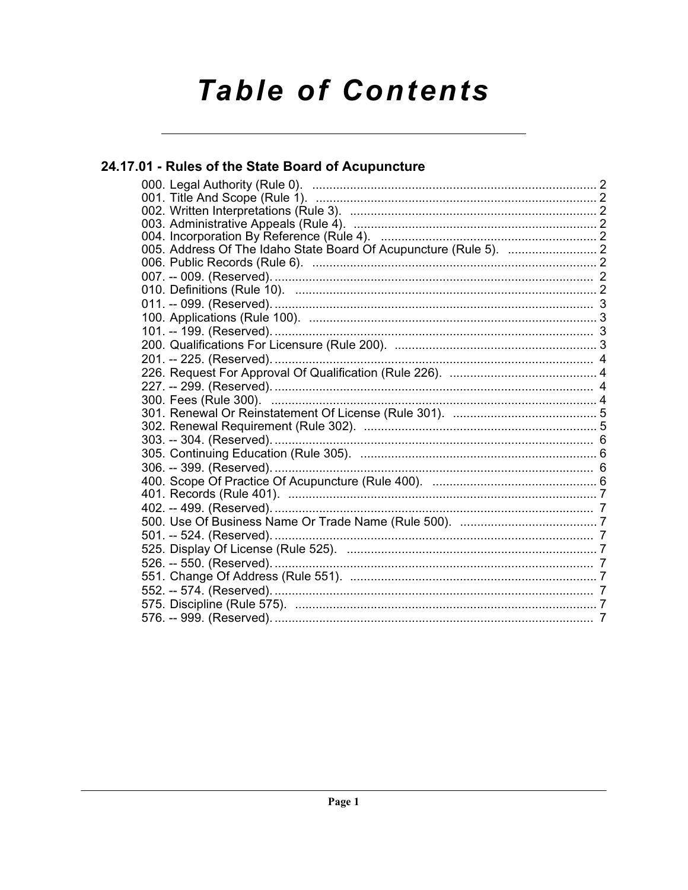# Table of Contents

## 24.17.01 - Rules of the State Board of Acupuncture

000. Legal Authority (Rule 0). .......... 2
001. Title And Scope (Rule 1). .......... 2
002. Written Interpretations (Rule 3). .......... 2
003. Administrative Appeals (Rule 4). .......... 2
004. Incorporation By Reference (Rule 4). .......... 2
005. Address Of The Idaho State Board Of Acupuncture (Rule 5). .......... 2
006. Public Records (Rule 6). .......... 2
007. -- 009. (Reserved). .......... 2
010. Definitions (Rule 10). .......... 2
011. -- 099. (Reserved). .......... 3
100. Applications (Rule 100). .......... 3
101. -- 199. (Reserved). .......... 3
200. Qualifications For Licensure (Rule 200). .......... 3
201. -- 225. (Reserved). .......... 4
226. Request For Approval Of Qualification (Rule 226). .......... 4
227. -- 299. (Reserved). .......... 4
300. Fees (Rule 300). .......... 4
301. Renewal Or Reinstatement Of License (Rule 301). .......... 5
302. Renewal Requirement (Rule 302). .......... 5
303. -- 304. (Reserved). .......... 6
305. Continuing Education (Rule 305). .......... 6
306. -- 399. (Reserved). .......... 6
400. Scope Of Practice Of Acupuncture (Rule 400). .......... 6
401. Records (Rule 401). .......... 7
402. -- 499. (Reserved). .......... 7
500. Use Of Business Name Or Trade Name (Rule 500). .......... 7
501. -- 524. (Reserved). .......... 7
525. Display Of License (Rule 525). .......... 7
526. -- 550. (Reserved). .......... 7
551. Change Of Address (Rule 551). .......... 7
552. -- 574. (Reserved). .......... 7
575. Discipline (Rule 575). .......... 7
576. -- 999. (Reserved). .......... 7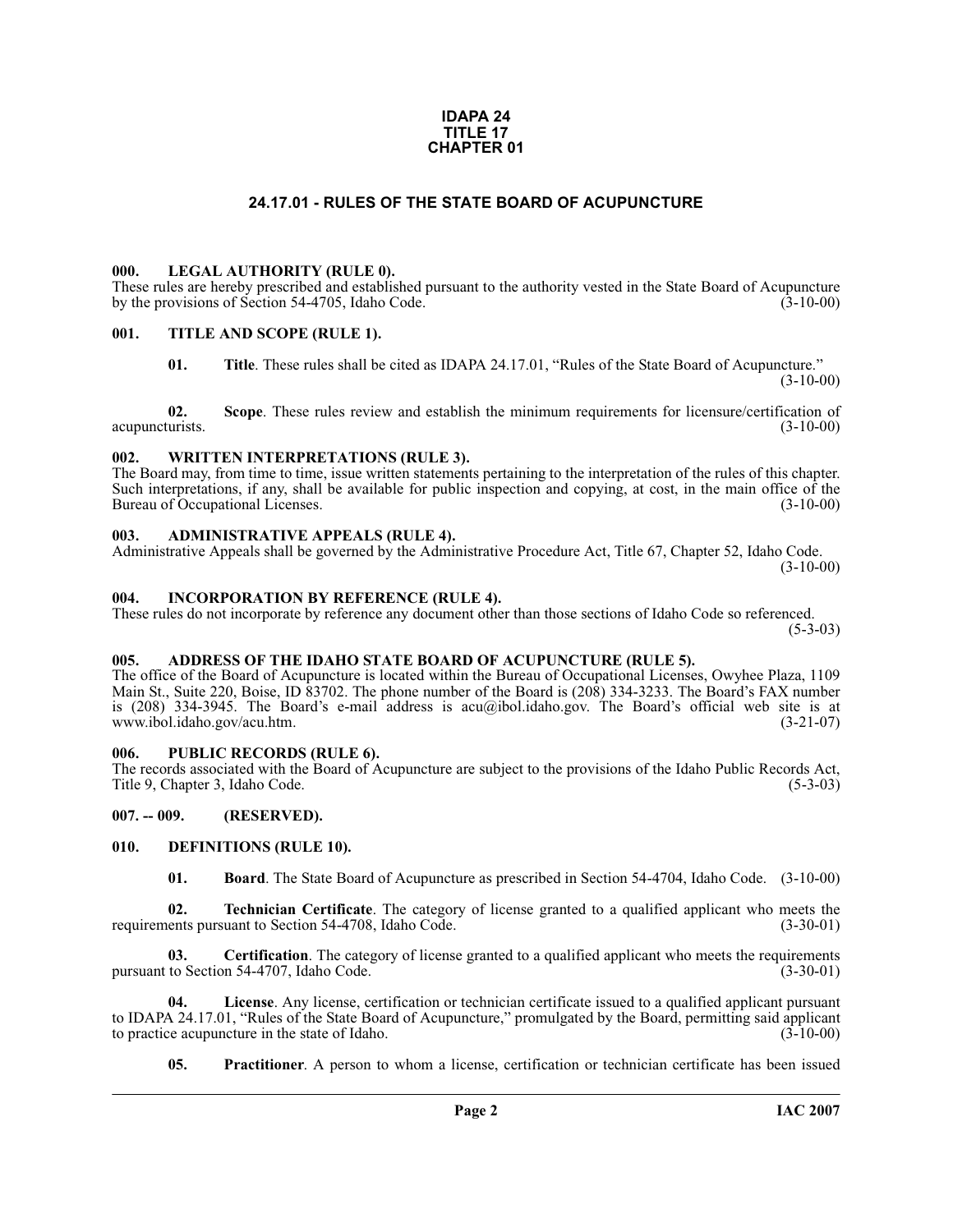**IDAPA 24
TITLE 17
CHAPTER 01**

# 24.17.01 - RULES OF THE STATE BOARD OF ACUPUNCTURE

## 000. LEGAL AUTHORITY (RULE 0).

These rules are hereby prescribed and established pursuant to the authority vested in the State Board of Acupuncture by the provisions of Section 54-4705, Idaho Code. (3-10-00)

## 001. TITLE AND SCOPE (RULE 1).

**01. Title**. These rules shall be cited as IDAPA 24.17.01, "Rules of the State Board of Acupuncture." (3-10-00)

**02. Scope**. These rules review and establish the minimum requirements for licensure/certification of acupuncturists. (3-10-00)

## 002. WRITTEN INTERPRETATIONS (RULE 3).

The Board may, from time to time, issue written statements pertaining to the interpretation of the rules of this chapter. Such interpretations, if any, shall be available for public inspection and copying, at cost, in the main office of the Bureau of Occupational Licenses. (3-10-00)

## 003. ADMINISTRATIVE APPEALS (RULE 4).

Administrative Appeals shall be governed by the Administrative Procedure Act, Title 67, Chapter 52, Idaho Code. (3-10-00)

## 004. INCORPORATION BY REFERENCE (RULE 4).

These rules do not incorporate by reference any document other than those sections of Idaho Code so referenced. (5-3-03)

## 005. ADDRESS OF THE IDAHO STATE BOARD OF ACUPUNCTURE (RULE 5).

The office of the Board of Acupuncture is located within the Bureau of Occupational Licenses, Owyhee Plaza, 1109 Main St., Suite 220, Boise, ID 83702. The phone number of the Board is (208) 334-3233. The Board's FAX number is (208) 334-3945. The Board's e-mail address is acu@ibol.idaho.gov. The Board's official web site is at www.ibol.idaho.gov/acu.htm. (3-21-07)

## 006. PUBLIC RECORDS (RULE 6).

The records associated with the Board of Acupuncture are subject to the provisions of the Idaho Public Records Act, Title 9, Chapter 3, Idaho Code. (5-3-03)

## 007. -- 009. (RESERVED).

## 010. DEFINITIONS (RULE 10).

**01. Board**. The State Board of Acupuncture as prescribed in Section 54-4704, Idaho Code. (3-10-00)

**02. Technician Certificate**. The category of license granted to a qualified applicant who meets the requirements pursuant to Section 54-4708, Idaho Code. (3-30-01)

**03. Certification**. The category of license granted to a qualified applicant who meets the requirements pursuant to Section 54-4707, Idaho Code. (3-30-01)

**04. License**. Any license, certification or technician certificate issued to a qualified applicant pursuant to IDAPA 24.17.01, "Rules of the State Board of Acupuncture," promulgated by the Board, permitting said applicant to practice acupuncture in the state of Idaho. (3-10-00)

**05. Practitioner**. A person to whom a license, certification or technician certificate has been issued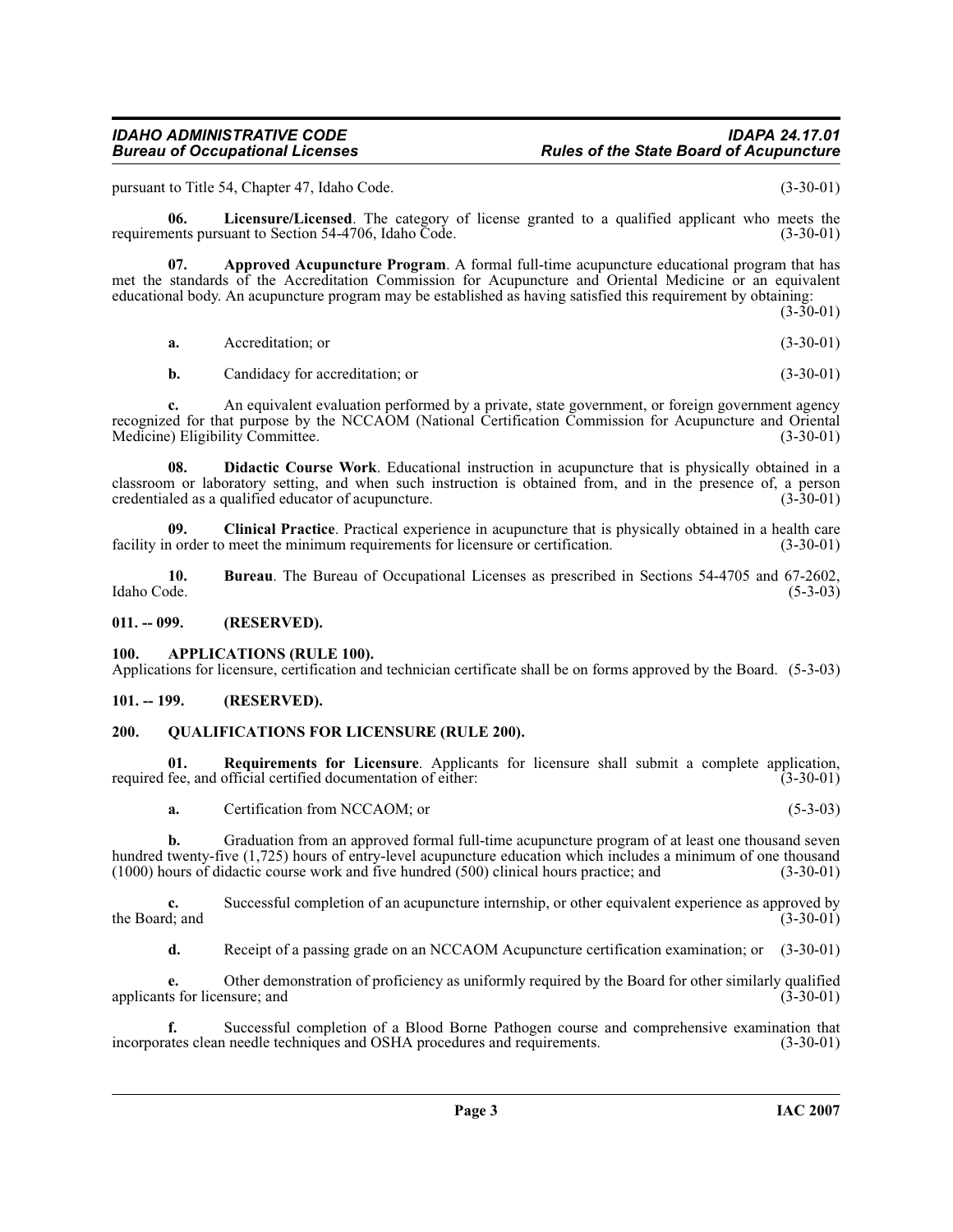pursuant to Title 54, Chapter 47, Idaho Code. (3-30-01)

**06. Licensure/Licensed**. The category of license granted to a qualified applicant who meets the requirements pursuant to Section 54-4706, Idaho Code. (3-30-01)

**07. Approved Acupuncture Program**. A formal full-time acupuncture educational program that has met the standards of the Accreditation Commission for Acupuncture and Oriental Medicine or an equivalent educational body. An acupuncture program may be established as having satisfied this requirement by obtaining: (3-30-01)

**a.** Accreditation; or (3-30-01)

**b.** Candidacy for accreditation; or (3-30-01)

**c.** An equivalent evaluation performed by a private, state government, or foreign government agency recognized for that purpose by the NCCAOM (National Certification Commission for Acupuncture and Oriental Medicine) Eligibility Committee. (3-30-01)

**08. Didactic Course Work**. Educational instruction in acupuncture that is physically obtained in a classroom or laboratory setting, and when such instruction is obtained from, and in the presence of, a person credentialed as a qualified educator of acupuncture. (3-30-01)

**09. Clinical Practice**. Practical experience in acupuncture that is physically obtained in a health care facility in order to meet the minimum requirements for licensure or certification. (3-30-01)

**10. Bureau**. The Bureau of Occupational Licenses as prescribed in Sections 54-4705 and 67-2602, Idaho Code. (5-3-03)

## 011. -- 099. (RESERVED).

## 100. APPLICATIONS (RULE 100).

Applications for licensure, certification and technician certificate shall be on forms approved by the Board. (5-3-03)

## 101. -- 199. (RESERVED).

## 200. QUALIFICATIONS FOR LICENSURE (RULE 200).

**01. Requirements for Licensure**. Applicants for licensure shall submit a complete application, required fee, and official certified documentation of either: (3-30-01)

**a.** Certification from NCCAOM; or (5-3-03)

**b.** Graduation from an approved formal full-time acupuncture program of at least one thousand seven hundred twenty-five (1,725) hours of entry-level acupuncture education which includes a minimum of one thousand (1000) hours of didactic course work and five hundred (500) clinical hours practice; and (3-30-01)

**c.** Successful completion of an acupuncture internship, or other equivalent experience as approved by the Board; and (3-30-01)

**d.** Receipt of a passing grade on an NCCAOM Acupuncture certification examination; or (3-30-01)

**e.** Other demonstration of proficiency as uniformly required by the Board for other similarly qualified applicants for licensure; and (3-30-01)

**f.** Successful completion of a Blood Borne Pathogen course and comprehensive examination that incorporates clean needle techniques and OSHA procedures and requirements. (3-30-01)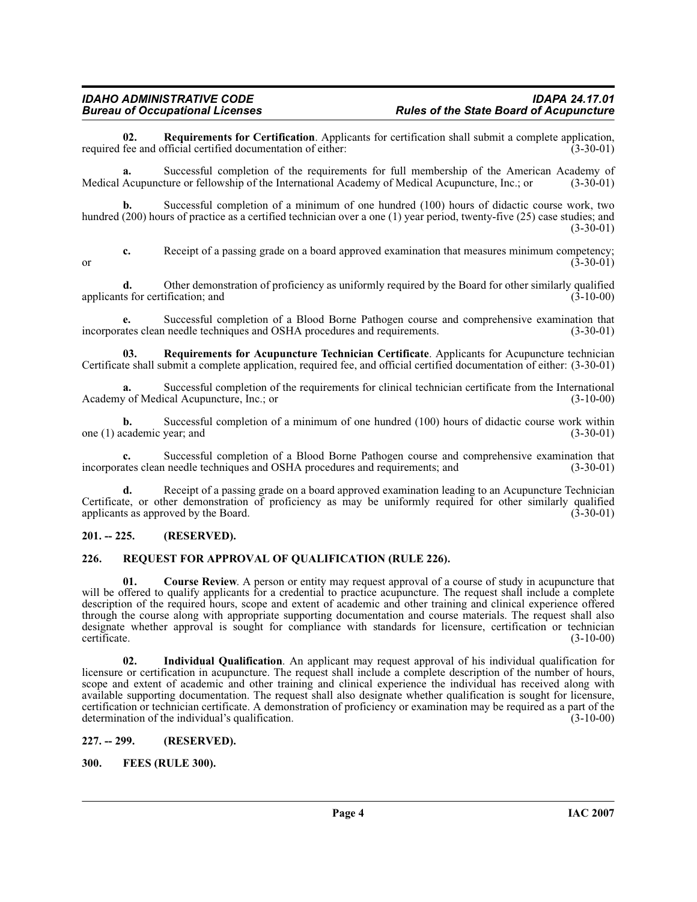**02. Requirements for Certification**. Applicants for certification shall submit a complete application, required fee and official certified documentation of either: (3-30-01)

**a.** Successful completion of the requirements for full membership of the American Academy of Medical Acupuncture or fellowship of the International Academy of Medical Acupuncture, Inc.; or (3-30-01)

**b.** Successful completion of a minimum of one hundred (100) hours of didactic course work, two hundred (200) hours of practice as a certified technician over a one (1) year period, twenty-five (25) case studies; and (3-30-01)

**c.** Receipt of a passing grade on a board approved examination that measures minimum competency; or (3-30-01)

**d.** Other demonstration of proficiency as uniformly required by the Board for other similarly qualified applicants for certification; and (3-10-00)

**e.** Successful completion of a Blood Borne Pathogen course and comprehensive examination that incorporates clean needle techniques and OSHA procedures and requirements. (3-30-01)

**03. Requirements for Acupuncture Technician Certificate**. Applicants for Acupuncture technician Certificate shall submit a complete application, required fee, and official certified documentation of either: (3-30-01)

**a.** Successful completion of the requirements for clinical technician certificate from the International Academy of Medical Acupuncture, Inc.; or (3-10-00)

**b.** Successful completion of a minimum of one hundred (100) hours of didactic course work within one (1) academic year; and (3-30-01)

**c.** Successful completion of a Blood Borne Pathogen course and comprehensive examination that incorporates clean needle techniques and OSHA procedures and requirements; and (3-30-01)

**d.** Receipt of a passing grade on a board approved examination leading to an Acupuncture Technician Certificate, or other demonstration of proficiency as may be uniformly required for other similarly qualified applicants as approved by the Board. (3-30-01)

## 201. -- 225. (RESERVED).

## 226. REQUEST FOR APPROVAL OF QUALIFICATION (RULE 226).

**01. Course Review**. A person or entity may request approval of a course of study in acupuncture that will be offered to qualify applicants for a credential to practice acupuncture. The request shall include a complete description of the required hours, scope and extent of academic and other training and clinical experience offered through the course along with appropriate supporting documentation and course materials. The request shall also designate whether approval is sought for compliance with standards for licensure, certification or technician certificate. (3-10-00)

**02. Individual Qualification**. An applicant may request approval of his individual qualification for licensure or certification in acupuncture. The request shall include a complete description of the number of hours, scope and extent of academic and other training and clinical experience the individual has received along with available supporting documentation. The request shall also designate whether qualification is sought for licensure, certification or technician certificate. A demonstration of proficiency or examination may be required as a part of the determination of the individual's qualification. (3-10-00)

## 227. -- 299. (RESERVED).

## 300. FEES (RULE 300).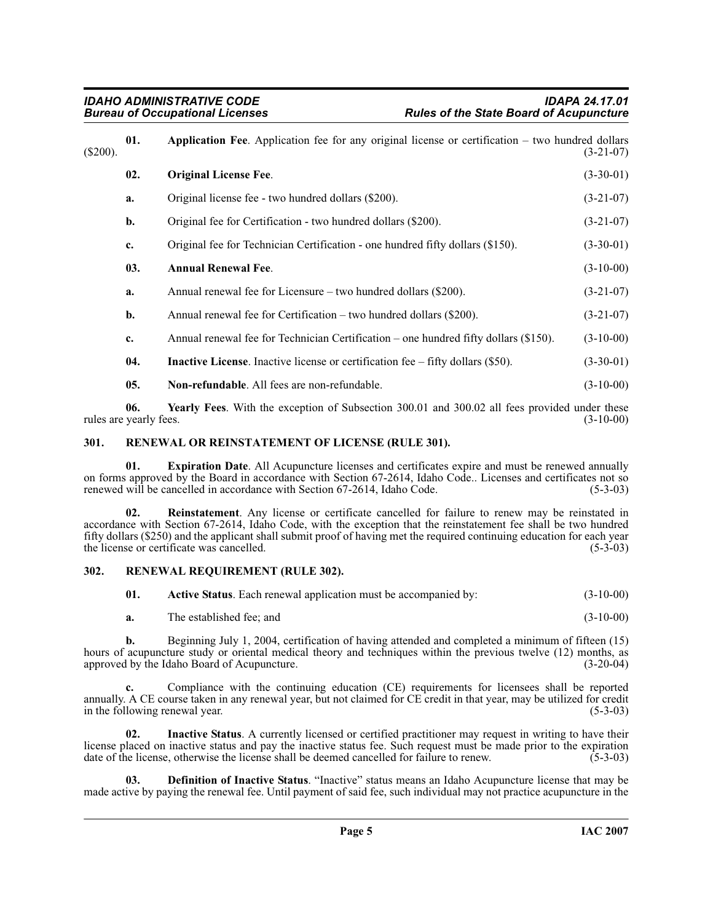**01. Application Fee**. Application fee for any original license or certification – two hundred dollars ($200). (3-21-07)

**02. Original License Fee**. (3-30-01)

**a.** Original license fee - two hundred dollars ($200). (3-21-07)

**b.** Original fee for Certification - two hundred dollars ($200). (3-21-07)

**c.** Original fee for Technician Certification - one hundred fifty dollars ($150). (3-30-01)

**03. Annual Renewal Fee**. (3-10-00)

**a.** Annual renewal fee for Licensure – two hundred dollars ($200). (3-21-07)

**b.** Annual renewal fee for Certification – two hundred dollars ($200). (3-21-07)

**c.** Annual renewal fee for Technician Certification – one hundred fifty dollars ($150). (3-10-00)

**04. Inactive License**. Inactive license or certification fee – fifty dollars ($50). (3-30-01)

**05. Non-refundable**. All fees are non-refundable. (3-10-00)

**06. Yearly Fees**. With the exception of Subsection 300.01 and 300.02 all fees provided under these rules are yearly fees. (3-10-00)

## 301. RENEWAL OR REINSTATEMENT OF LICENSE (RULE 301).

**01. Expiration Date**. All Acupuncture licenses and certificates expire and must be renewed annually on forms approved by the Board in accordance with Section 67-2614, Idaho Code.. Licenses and certificates not so renewed will be cancelled in accordance with Section 67-2614, Idaho Code. (5-3-03)

**02. Reinstatement**. Any license or certificate cancelled for failure to renew may be reinstated in accordance with Section 67-2614, Idaho Code, with the exception that the reinstatement fee shall be two hundred fifty dollars ($250) and the applicant shall submit proof of having met the required continuing education for each year the license or certificate was cancelled. (5-3-03)

## 302. RENEWAL REQUIREMENT (RULE 302).

**01. Active Status**. Each renewal application must be accompanied by: (3-10-00)

**a.** The established fee; and (3-10-00)

**b.** Beginning July 1, 2004, certification of having attended and completed a minimum of fifteen (15) hours of acupuncture study or oriental medical theory and techniques within the previous twelve (12) months, as approved by the Idaho Board of Acupuncture. (3-20-04)

**c.** Compliance with the continuing education (CE) requirements for licensees shall be reported annually. A CE course taken in any renewal year, but not claimed for CE credit in that year, may be utilized for credit in the following renewal year. (5-3-03)

**02. Inactive Status**. A currently licensed or certified practitioner may request in writing to have their license placed on inactive status and pay the inactive status fee. Such request must be made prior to the expiration date of the license, otherwise the license shall be deemed cancelled for failure to renew. (5-3-03)

**03. Definition of Inactive Status**. "Inactive" status means an Idaho Acupuncture license that may be made active by paying the renewal fee. Until payment of said fee, such individual may not practice acupuncture in the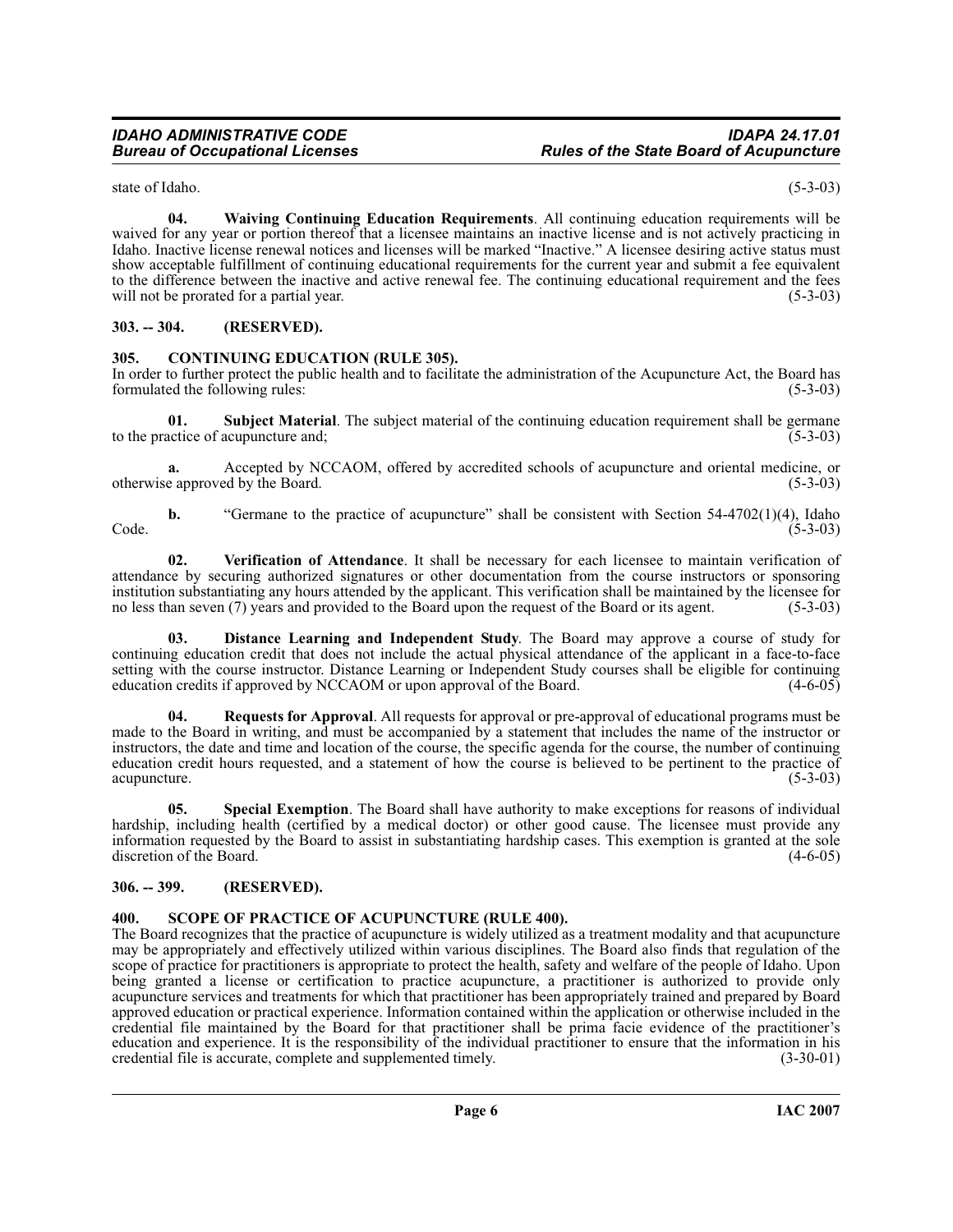state of Idaho. (5-3-03)

**04. Waiving Continuing Education Requirements**. All continuing education requirements will be waived for any year or portion thereof that a licensee maintains an inactive license and is not actively practicing in Idaho. Inactive license renewal notices and licenses will be marked "Inactive." A licensee desiring active status must show acceptable fulfillment of continuing educational requirements for the current year and submit a fee equivalent to the difference between the inactive and active renewal fee. The continuing educational requirement and the fees will not be prorated for a partial year. (5-3-03)

## 303. -- 304. (RESERVED).

## 305. CONTINUING EDUCATION (RULE 305).

In order to further protect the public health and to facilitate the administration of the Acupuncture Act, the Board has formulated the following rules: (5-3-03)

**01. Subject Material**. The subject material of the continuing education requirement shall be germane to the practice of acupuncture and; (5-3-03)

**a.** Accepted by NCCAOM, offered by accredited schools of acupuncture and oriental medicine, or otherwise approved by the Board. (5-3-03)

**b.** "Germane to the practice of acupuncture" shall be consistent with Section 54-4702(1)(4), Idaho Code. (5-3-03)

**02. Verification of Attendance**. It shall be necessary for each licensee to maintain verification of attendance by securing authorized signatures or other documentation from the course instructors or sponsoring institution substantiating any hours attended by the applicant. This verification shall be maintained by the licensee for no less than seven (7) years and provided to the Board upon the request of the Board or its agent. (5-3-03)

**03. Distance Learning and Independent Study**. The Board may approve a course of study for continuing education credit that does not include the actual physical attendance of the applicant in a face-to-face setting with the course instructor. Distance Learning or Independent Study courses shall be eligible for continuing education credits if approved by NCCAOM or upon approval of the Board. (4-6-05)

**04. Requests for Approval**. All requests for approval or pre-approval of educational programs must be made to the Board in writing, and must be accompanied by a statement that includes the name of the instructor or instructors, the date and time and location of the course, the specific agenda for the course, the number of continuing education credit hours requested, and a statement of how the course is believed to be pertinent to the practice of acupuncture. (5-3-03)

**05. Special Exemption**. The Board shall have authority to make exceptions for reasons of individual hardship, including health (certified by a medical doctor) or other good cause. The licensee must provide any information requested by the Board to assist in substantiating hardship cases. This exemption is granted at the sole discretion of the Board. (4-6-05)

## 306. -- 399. (RESERVED).

## 400. SCOPE OF PRACTICE OF ACUPUNCTURE (RULE 400).

The Board recognizes that the practice of acupuncture is widely utilized as a treatment modality and that acupuncture may be appropriately and effectively utilized within various disciplines. The Board also finds that regulation of the scope of practice for practitioners is appropriate to protect the health, safety and welfare of the people of Idaho. Upon being granted a license or certification to practice acupuncture, a practitioner is authorized to provide only acupuncture services and treatments for which that practitioner has been appropriately trained and prepared by Board approved education or practical experience. Information contained within the application or otherwise included in the credential file maintained by the Board for that practitioner shall be prima facie evidence of the practitioner's education and experience. It is the responsibility of the individual practitioner to ensure that the information in his credential file is accurate, complete and supplemented timely. (3-30-01)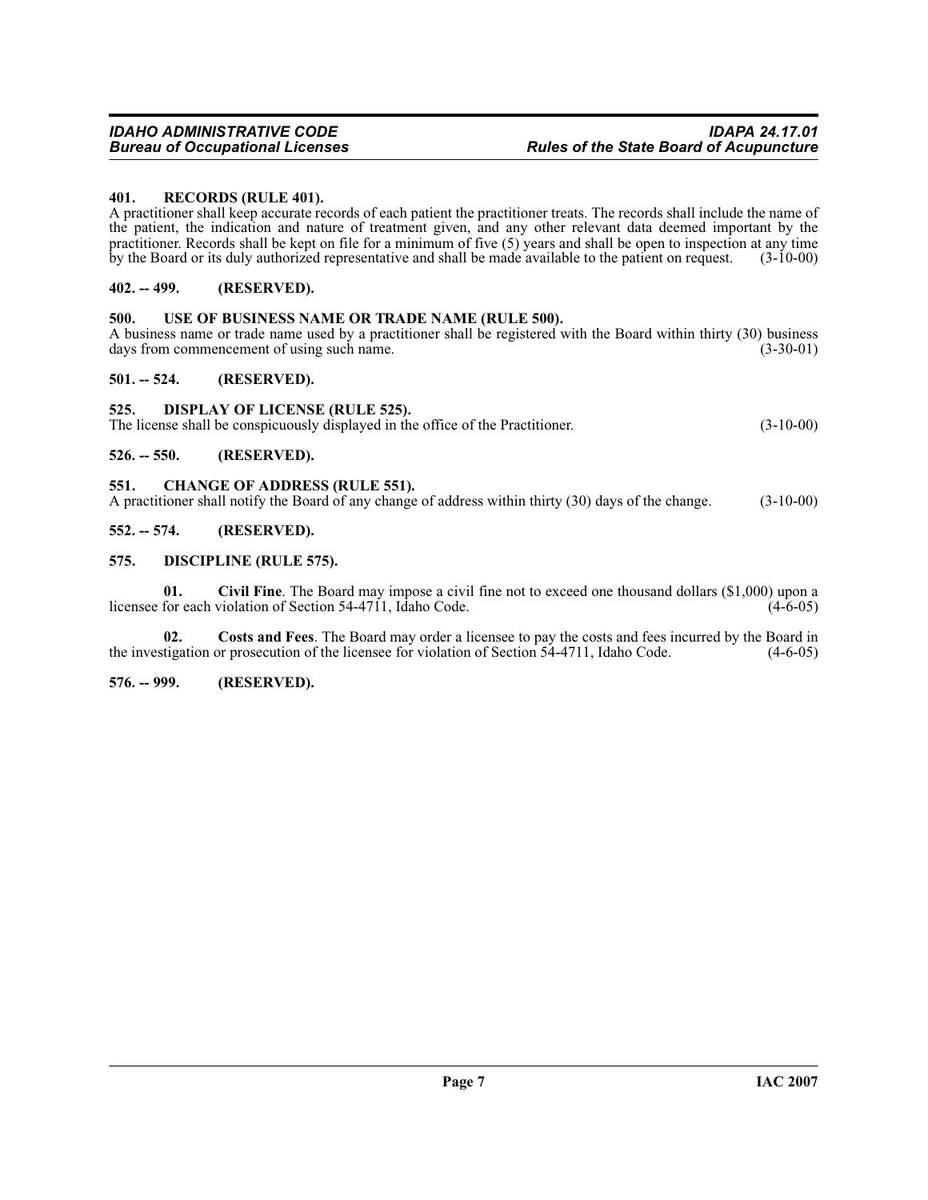### 401. RECORDS (RULE 401).

A practitioner shall keep accurate records of each patient the practitioner treats. The records shall include the name of the patient, the indication and nature of treatment given, and any other relevant data deemed important by the practitioner. Records shall be kept on file for a minimum of five (5) years and shall be open to inspection at any time by the Board or its duly authorized representative and shall be made available to the patient on request. (3-10-00)

### 402. -- 499. (RESERVED).

### 500. USE OF BUSINESS NAME OR TRADE NAME (RULE 500).

A business name or trade name used by a practitioner shall be registered with the Board within thirty (30) business days from commencement of using such name. (3-30-01)

### 501. -- 524. (RESERVED).

### 525. DISPLAY OF LICENSE (RULE 525).

The license shall be conspicuously displayed in the office of the Practitioner. (3-10-00)

### 526. -- 550. (RESERVED).

### 551. CHANGE OF ADDRESS (RULE 551).

A practitioner shall notify the Board of any change of address within thirty (30) days of the change. (3-10-00)

### 552. -- 574. (RESERVED).

### 575. DISCIPLINE (RULE 575).

**01. Civil Fine**. The Board may impose a civil fine not to exceed one thousand dollars ($1,000) upon a licensee for each violation of Section 54-4711, Idaho Code. (4-6-05)

**02. Costs and Fees**. The Board may order a licensee to pay the costs and fees incurred by the Board in the investigation or prosecution of the licensee for violation of Section 54-4711, Idaho Code. (4-6-05)

### 576. -- 999. (RESERVED).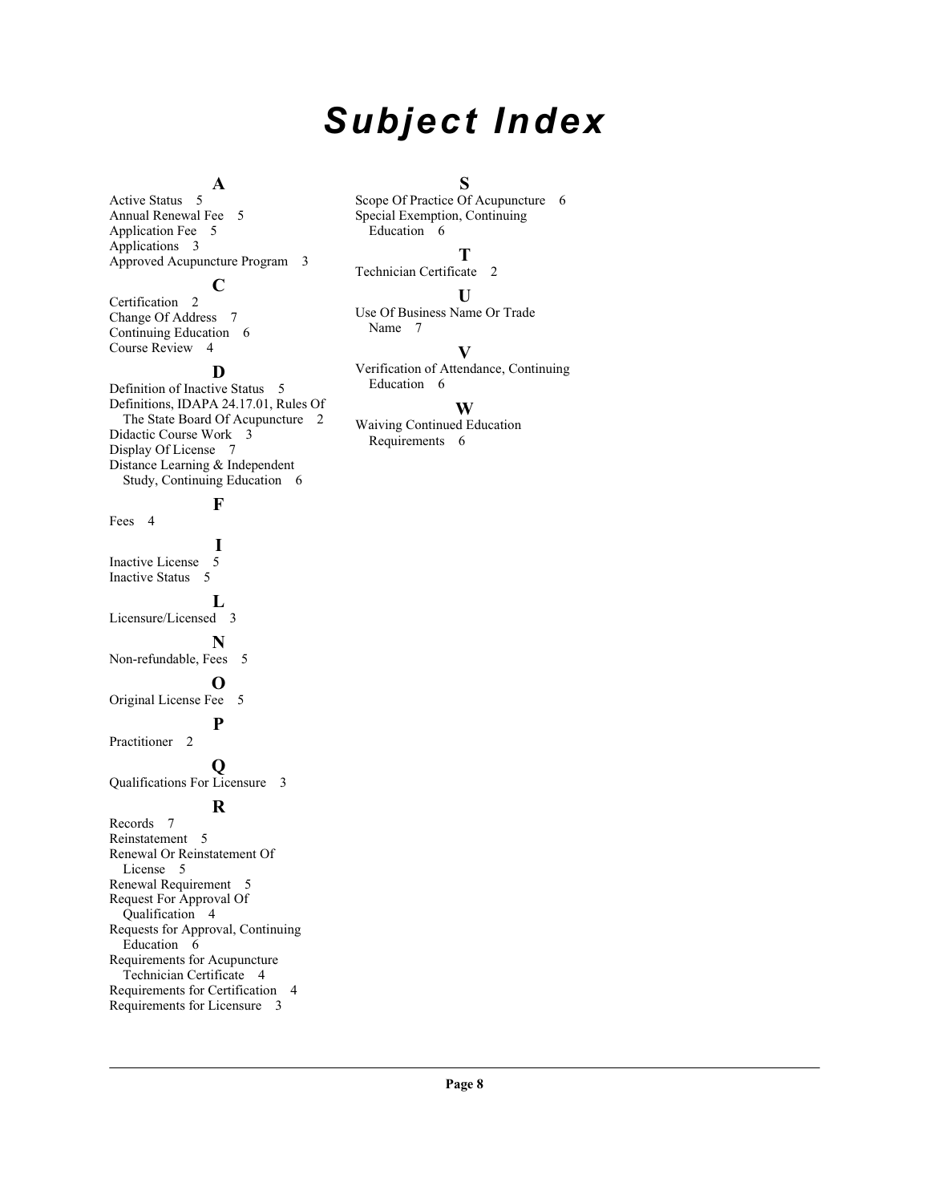# Subject Index

**A**

Active Status 5
Annual Renewal Fee 5
Application Fee 5
Applications 3
Approved Acupuncture Program 3

**C**

Certification 2
Change Of Address 7
Continuing Education 6
Course Review 4

**D**

Definition of Inactive Status 5
Definitions, IDAPA 24.17.01, Rules Of The State Board Of Acupuncture 2
Didactic Course Work 3
Display Of License 7
Distance Learning & Independent Study, Continuing Education 6

**F**

Fees 4

**I**

Inactive License 5
Inactive Status 5

**L**

Licensure/Licensed 3

**N**

Non-refundable, Fees 5

**O**

Original License Fee 5

**P**

Practitioner 2

**Q**

Qualifications For Licensure 3

**R**

Records 7
Reinstatement 5
Renewal Or Reinstatement Of License 5
Renewal Requirement 5
Request For Approval Of Qualification 4
Requests for Approval, Continuing Education 6
Requirements for Acupuncture Technician Certificate 4
Requirements for Certification 4
Requirements for Licensure 3

**S**

Scope Of Practice Of Acupuncture 6
Special Exemption, Continuing Education 6

**T**

Technician Certificate 2

**U**

Use Of Business Name Or Trade Name 7

**V**

Verification of Attendance, Continuing Education 6

**W**

Waiving Continued Education Requirements 6